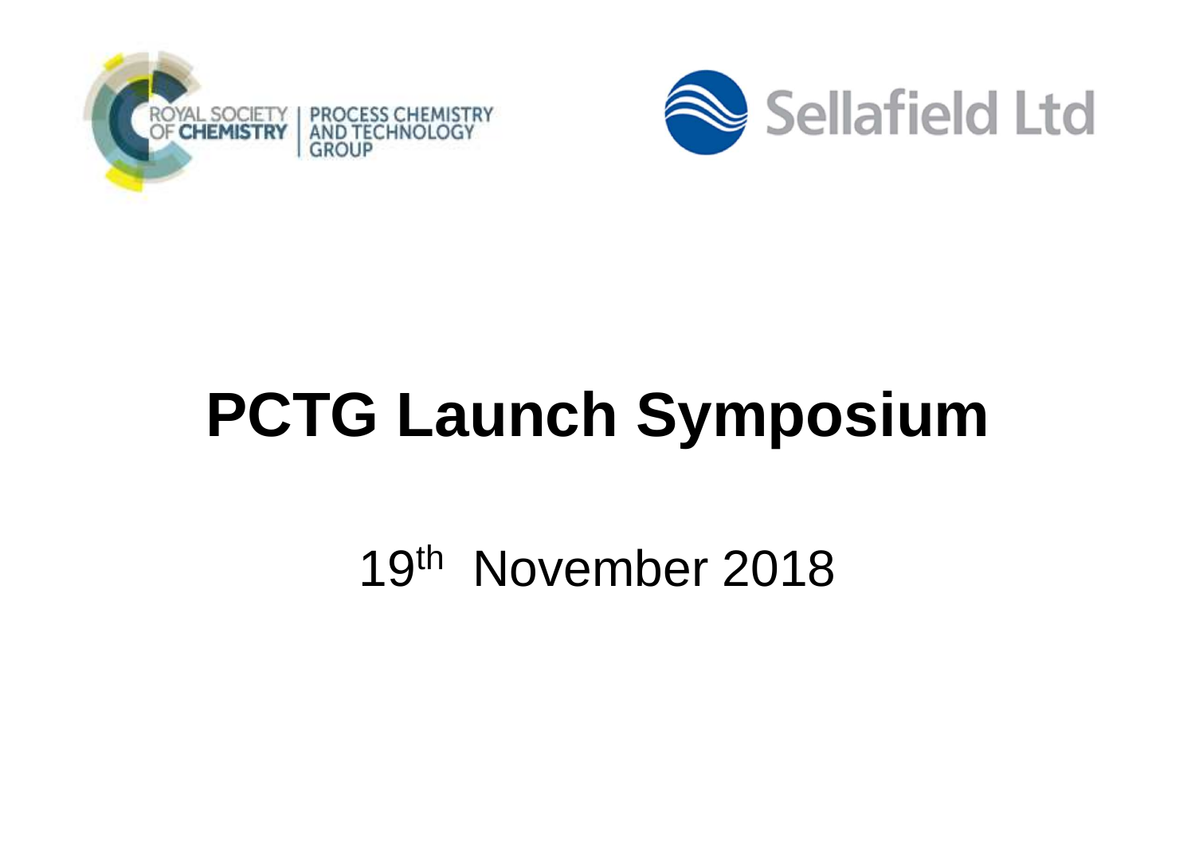ROYAL SOCIETY OF CHEMISTRY | PROCESS CHEMISTRY AND TECHNOLOGY GROUP

Sellafield Ltd

# PCTG Launch Symposium

19th November 2018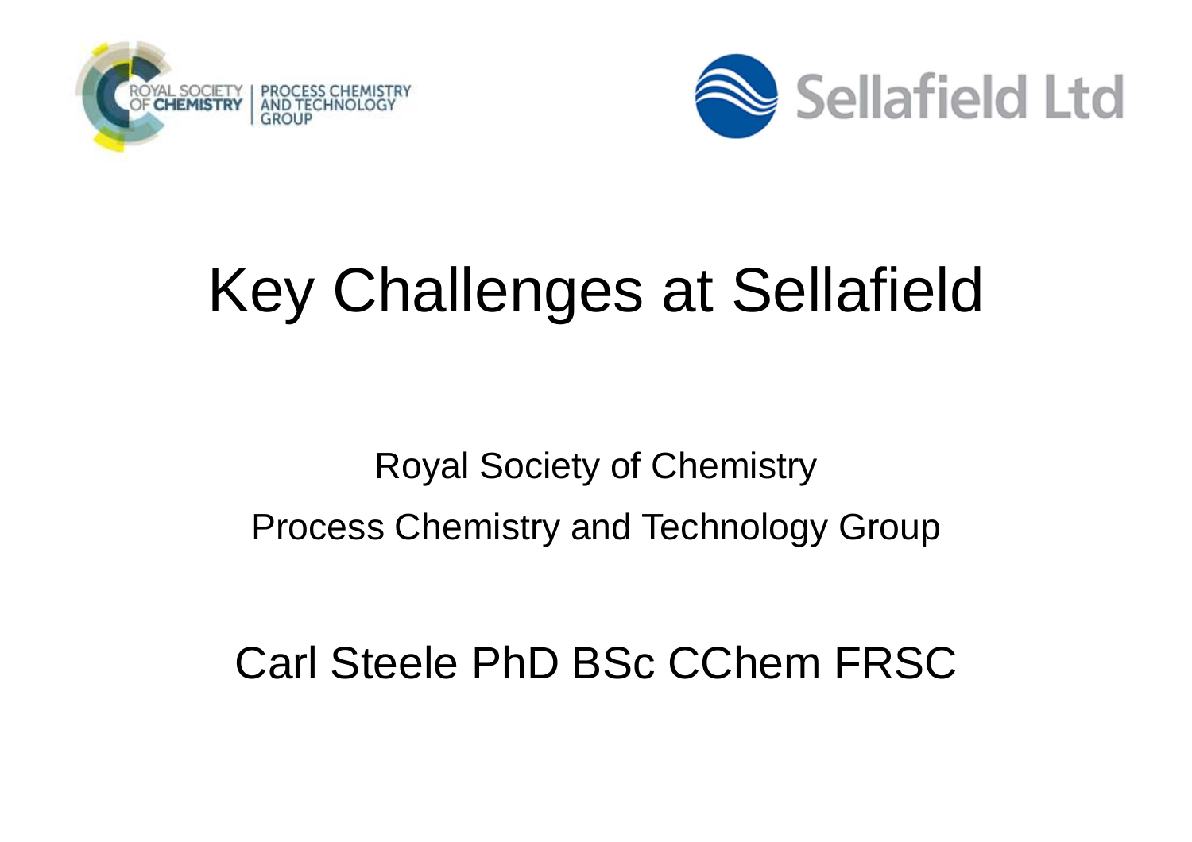# Key Challenges at Sellafield

Royal Society of Chemistry

Process Chemistry and Technology Group

Carl Steele PhD BSc CChem FRSC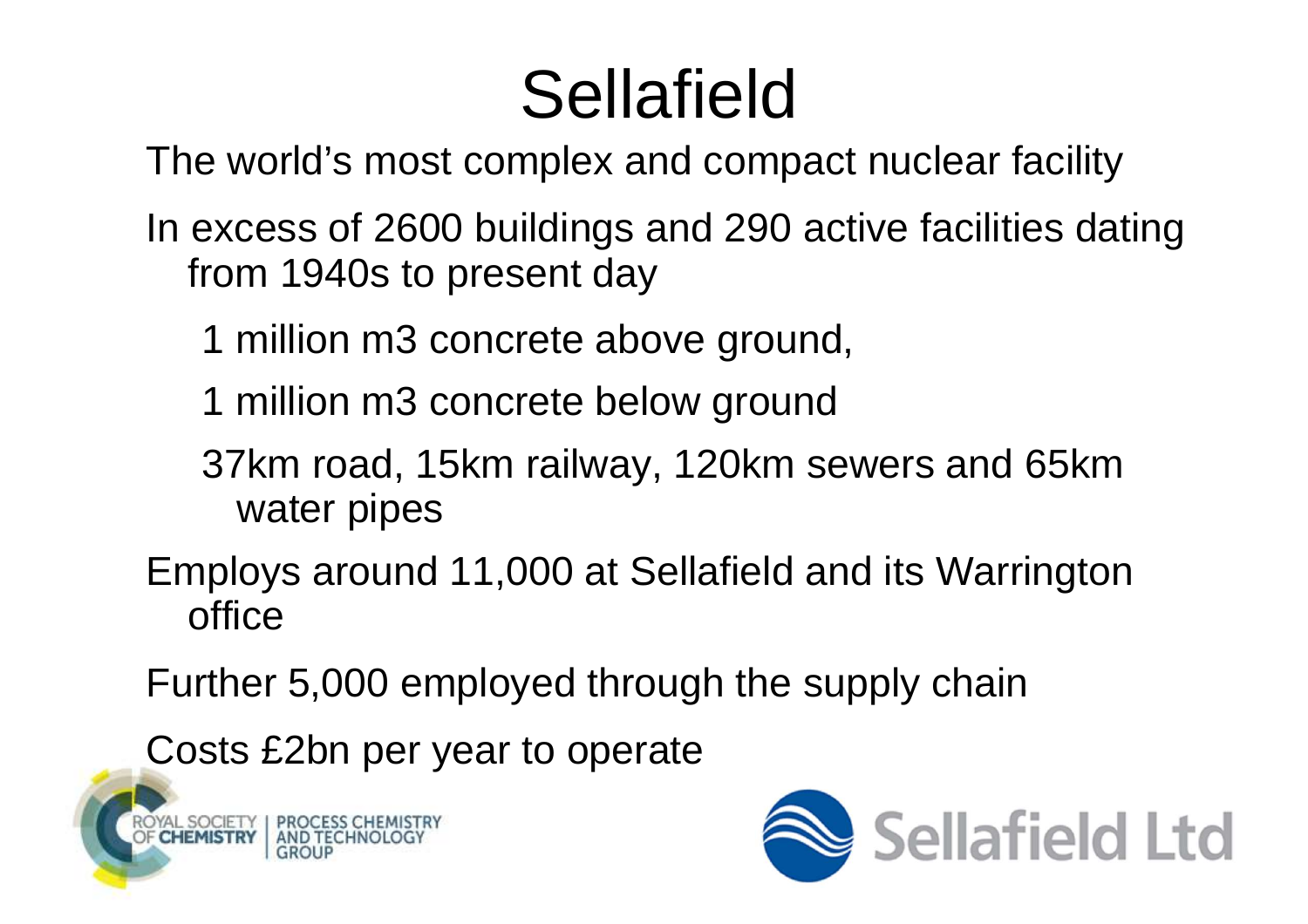# Sellafield

The world's most complex and compact nuclear facility

In excess of 2600 buildings and 290 active facilities dating from 1940s to present day

- 1 million m3 concrete above ground,
- 1 million m3 concrete below ground
- 37km road, 15km railway, 120km sewers and 65km water pipes

Employs around 11,000 at Sellafield and its Warrington office

Further 5,000 employed through the supply chain

Costs £2bn per year to operate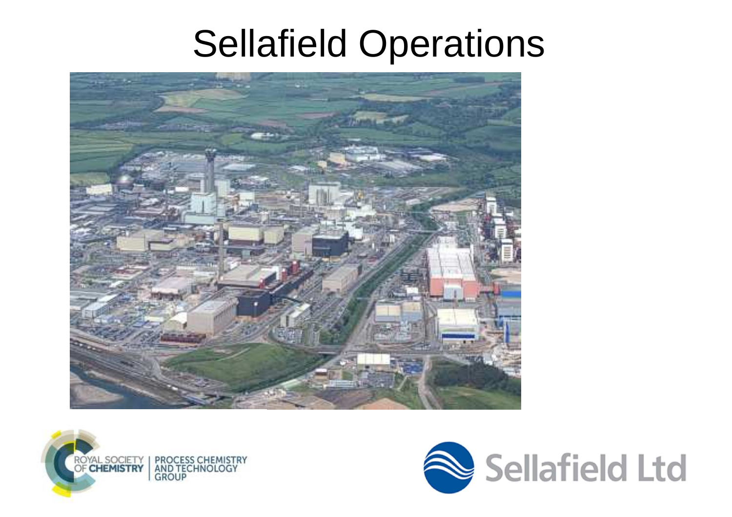# Sellafield Operations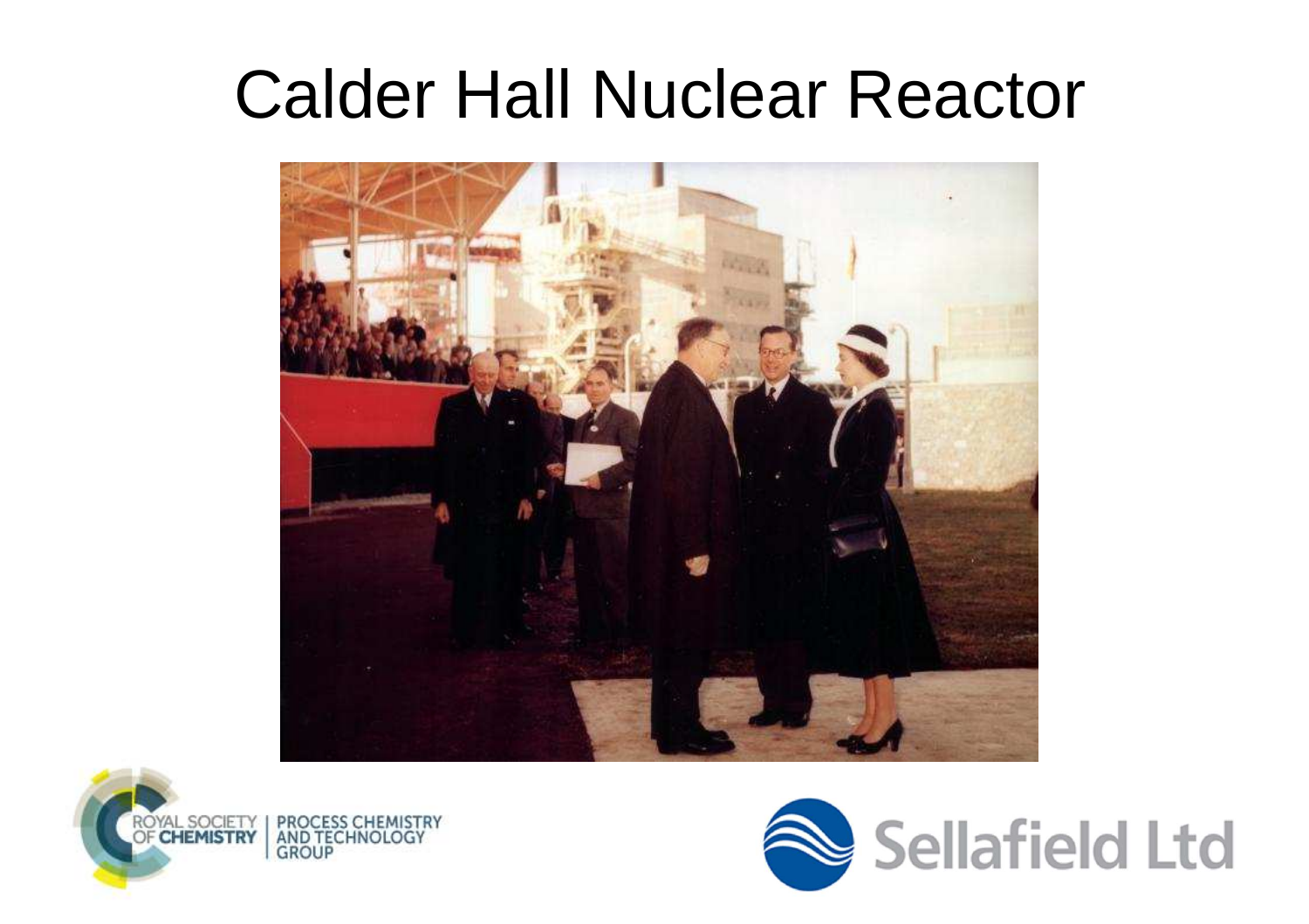# Calder Hall Nuclear Reactor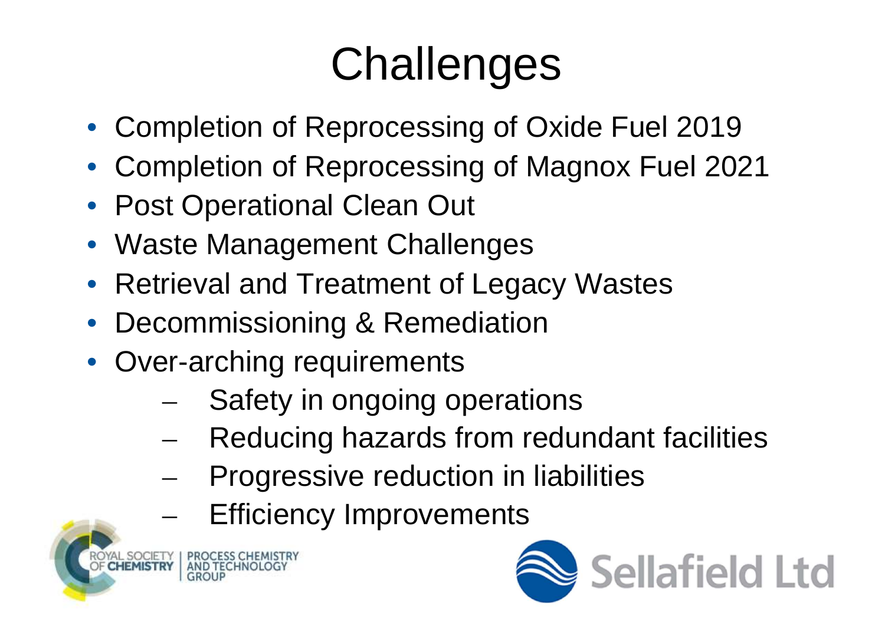# Challenges

- Completion of Reprocessing of Oxide Fuel 2019
- Completion of Reprocessing of Magnox Fuel 2021
- Post Operational Clean Out
- Waste Management Challenges
- Retrieval and Treatment of Legacy Wastes
- Decommissioning & Remediation
- Over-arching requirements
  - Safety in ongoing operations
  - Reducing hazards from redundant facilities
  - Progressive reduction in liabilities
  - Efficiency Improvements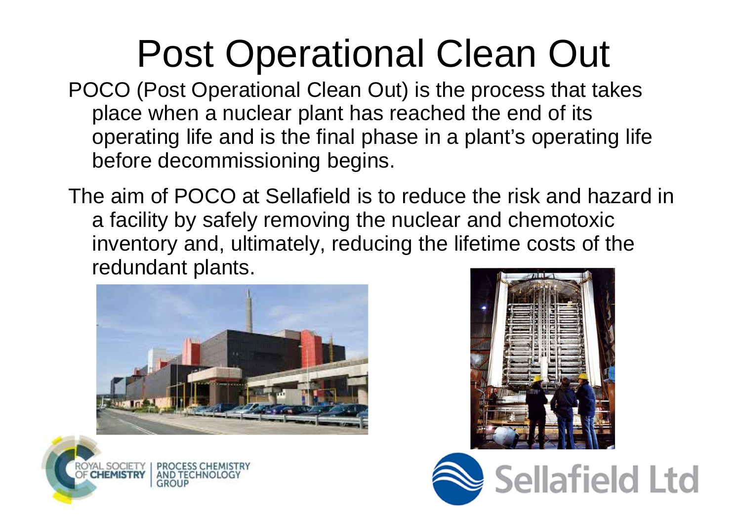# Post Operational Clean Out

POCO (Post Operational Clean Out) is the process that takes place when a nuclear plant has reached the end of its operating life and is the final phase in a plant's operating life before decommissioning begins.

The aim of POCO at Sellafield is to reduce the risk and hazard in a facility by safely removing the nuclear and chemotoxic inventory and, ultimately, reducing the lifetime costs of the redundant plants.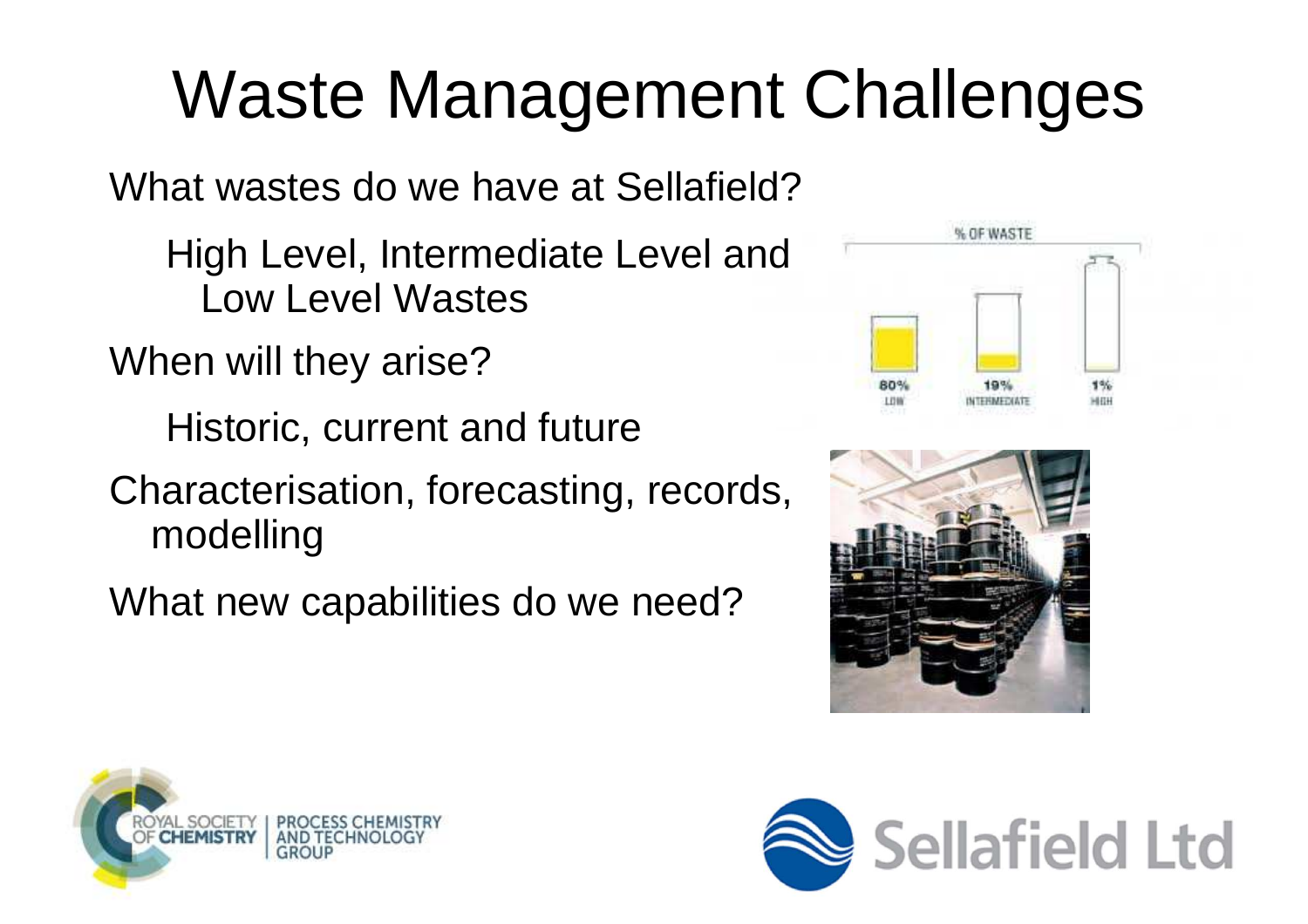# Waste Management Challenges

What wastes do we have at Sellafield?

- High Level, Intermediate Level and Low Level Wastes

When will they arise?

- Historic, current and future

Characterisation, forecasting, records, modelling

What new capabilities do we need?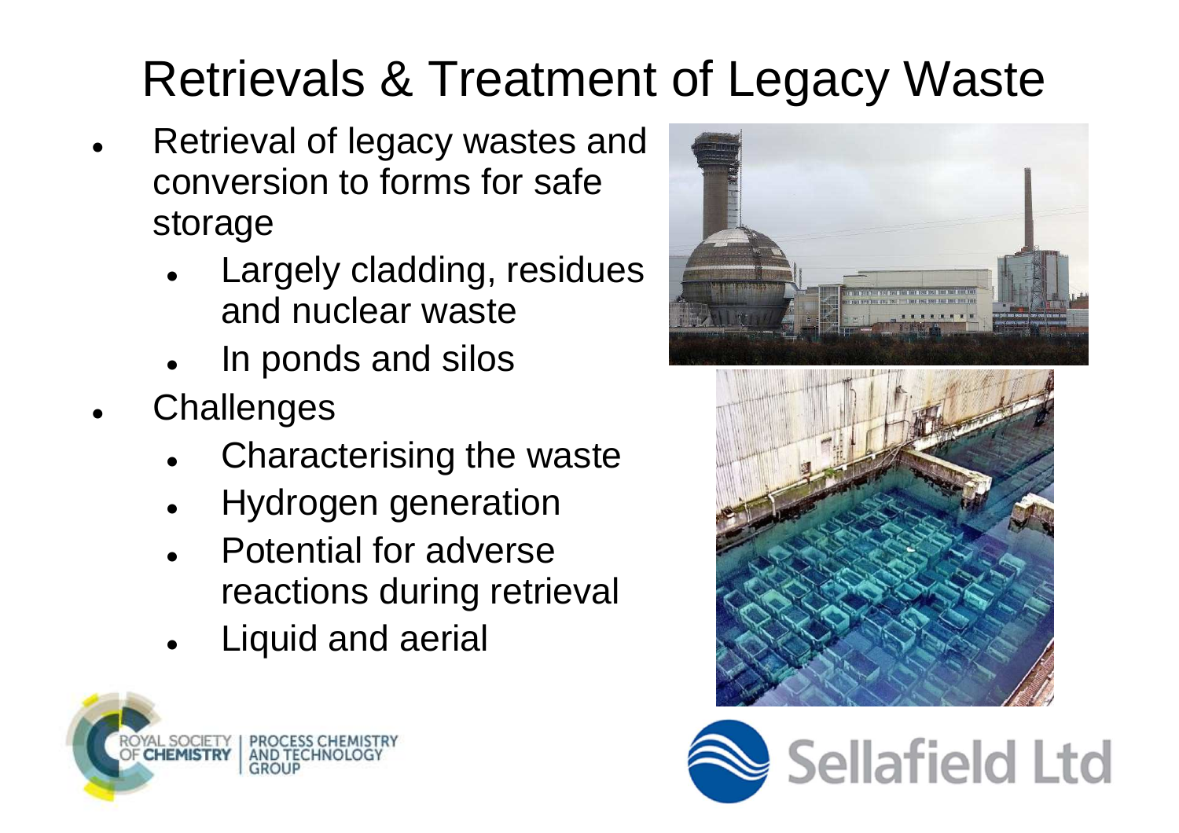# Retrievals & Treatment of Legacy Waste

- Retrieval of legacy wastes and conversion to forms for safe storage
  - Largely cladding, residues and nuclear waste
  - In ponds and silos
- Challenges
  - Characterising the waste
  - Hydrogen generation
  - Potential for adverse reactions during retrieval
  - Liquid and aerial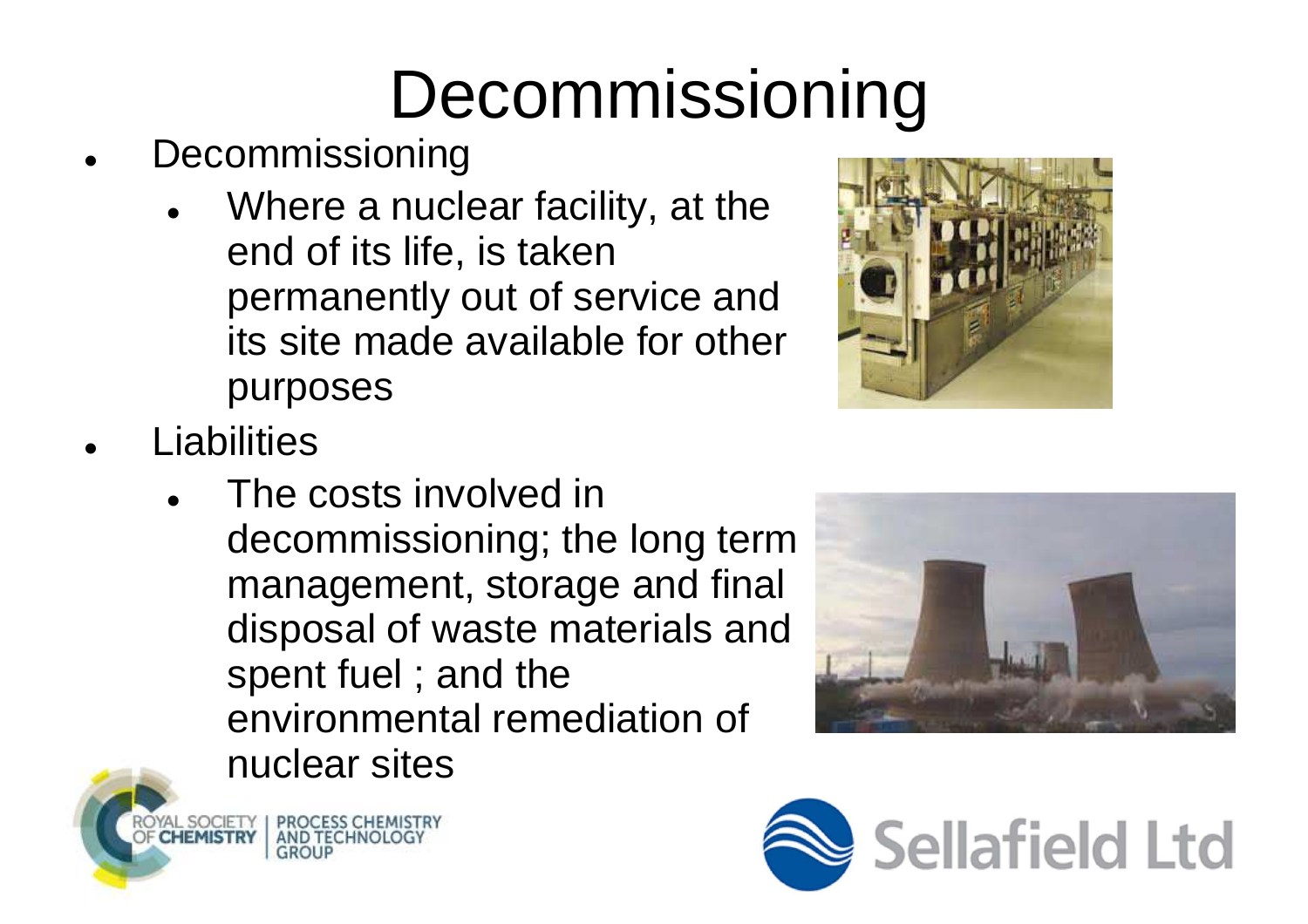# Decommissioning

- Decommissioning
  - Where a nuclear facility, at the end of its life, is taken permanently out of service and its site made available for other purposes
- Liabilities
  - The costs involved in decommissioning; the long term management, storage and final disposal of waste materials and spent fuel ; and the environmental remediation of nuclear sites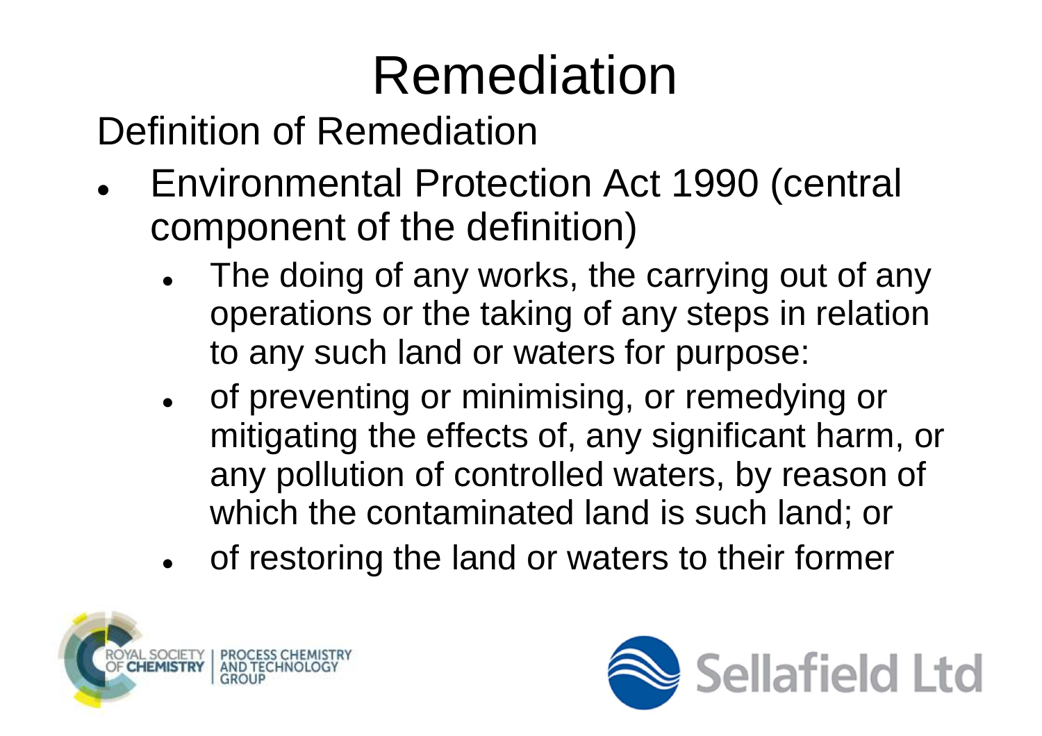# Remediation

Definition of Remediation

- Environmental Protection Act 1990 (central component of the definition)
  - The doing of any works, the carrying out of any operations or the taking of any steps in relation to any such land or waters for purpose:
  - of preventing or minimising, or remedying or mitigating the effects of, any significant harm, or any pollution of controlled waters, by reason of which the contaminated land is such land; or
  - of restoring the land or waters to their former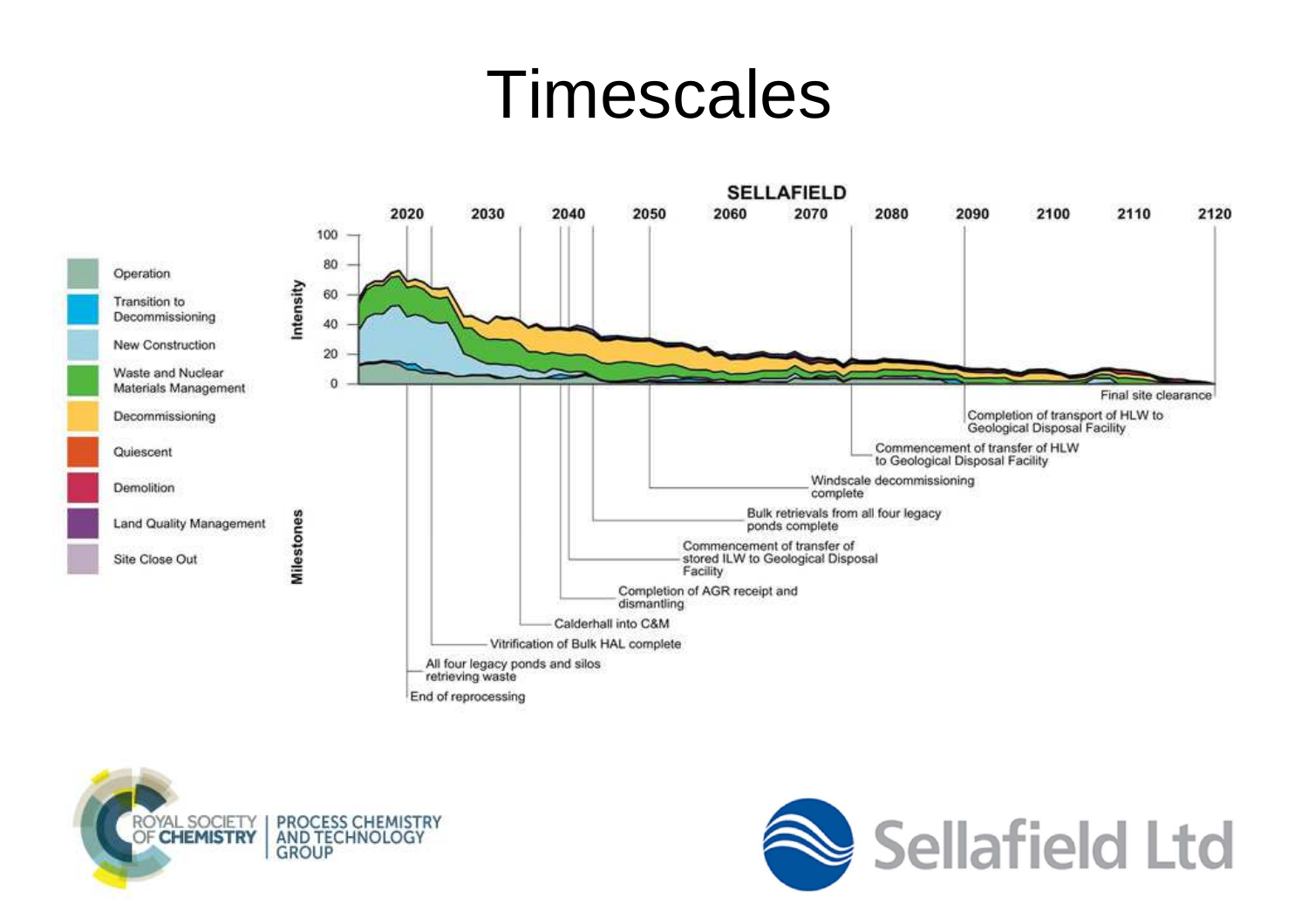# Timescales

**SELLAFIELD**

Legend:
- Operation
- Transition to Decommissioning
- New Construction
- Waste and Nuclear Materials Management
- Decommissioning
- Quiescent
- Demolition
- Land Quality Management
- Site Close Out

Intensity (0–100) vs. years 2020–2120

Milestones:
- End of reprocessing
- All four legacy ponds and silos retrieving waste
- Vitrification of Bulk HAL complete
- Calderhall into C&M
- Completion of AGR receipt and dismantling
- Commencement of transfer of stored ILW to Geological Disposal Facility
- Bulk retrievals from all four legacy ponds complete
- Windscale decommissioning complete
- Commencement of transfer of HLW to Geological Disposal Facility
- Completion of transport of HLW to Geological Disposal Facility
- Final site clearance

ROYAL SOCIETY OF CHEMISTRY | PROCESS CHEMISTRY AND TECHNOLOGY GROUP

Sellafield Ltd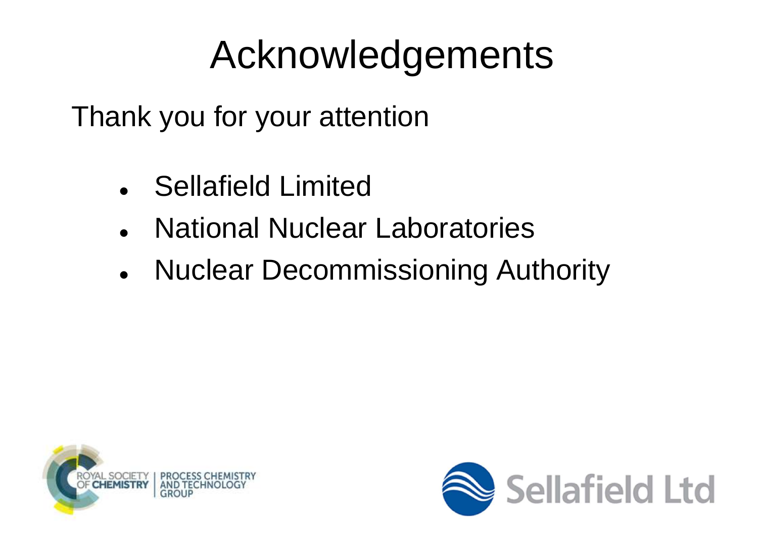# Acknowledgements

Thank you for your attention

- Sellafield Limited
- National Nuclear Laboratories
- Nuclear Decommissioning Authority

ROYAL SOCIETY OF CHEMISTRY | PROCESS CHEMISTRY AND TECHNOLOGY GROUP

Sellafield Ltd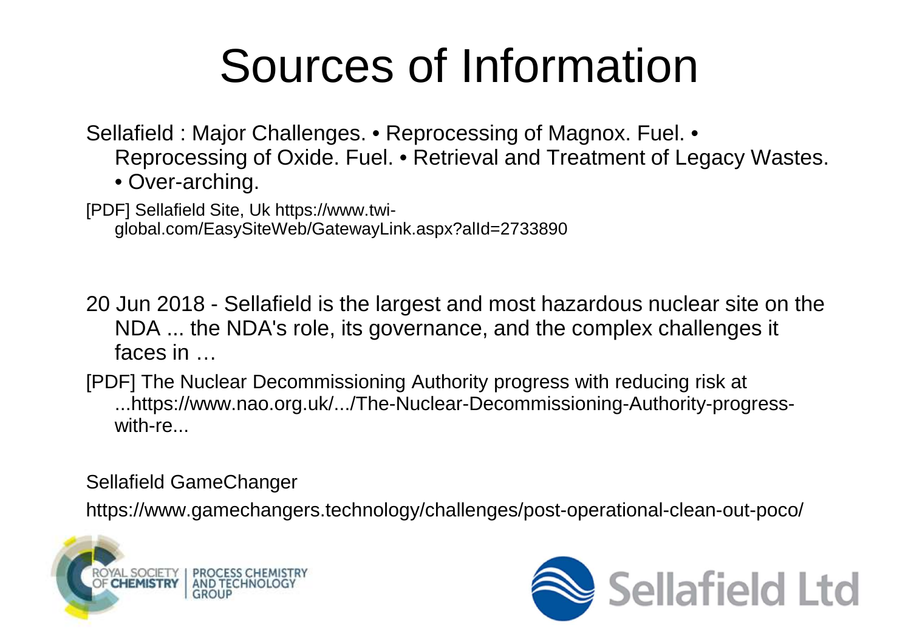# Sources of Information

Sellafield : Major Challenges. • Reprocessing of Magnox. Fuel. • Reprocessing of Oxide. Fuel. • Retrieval and Treatment of Legacy Wastes. • Over-arching.

[PDF] Sellafield Site, Uk https://www.twi-global.com/EasySiteWeb/GatewayLink.aspx?alId=2733890

20 Jun 2018 - Sellafield is the largest and most hazardous nuclear site on the NDA ... the NDA's role, its governance, and the complex challenges it faces in …

[PDF] The Nuclear Decommissioning Authority progress with reducing risk at ...https://www.nao.org.uk/.../The-Nuclear-Decommissioning-Authority-progress-with-re...

Sellafield GameChanger

https://www.gamechangers.technology/challenges/post-operational-clean-out-poco/

ROYAL SOCIETY OF CHEMISTRY | PROCESS CHEMISTRY AND TECHNOLOGY GROUP

Sellafield Ltd